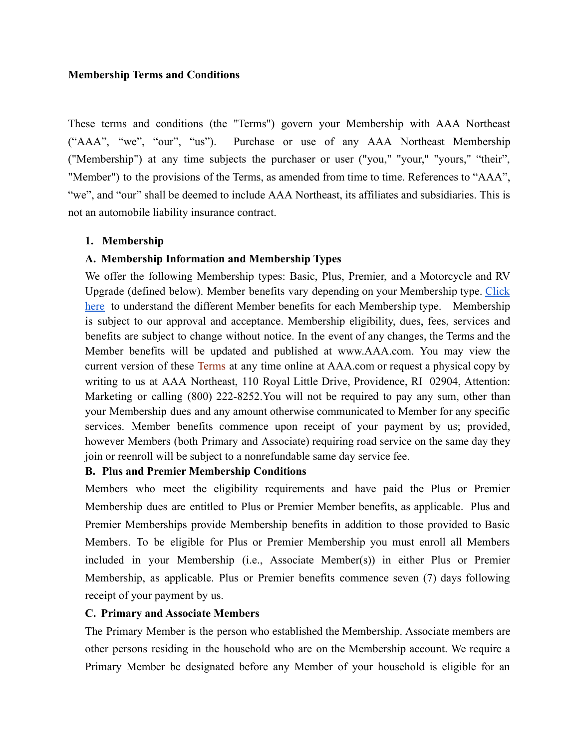**Membership Terms and Conditions**

These terms and conditions (the "Terms") govern your Membership with AAA Northeast ("AAA", "we", "our", "us"). Purchase or use of any AAA Northeast Membership ("Membership") at any time subjects the purchaser or user ("you," "your," "yours," "their", "Member") to the provisions of the Terms, as amended from time to time. References to "AAA", "we", and "our" shall be deemed to include AAA Northeast, its affiliates and subsidiaries. This is not an automobile liability insurance contract.

1. **Membership**

**A. Membership Information and Membership Types**

We offer the following Membership types: Basic, Plus, Premier, and a Motorcycle and RV Upgrade (defined below). Member benefits vary depending on your Membership type. Click here to understand the different Member benefits for each Membership type. Membership is subject to our approval and acceptance. Membership eligibility, dues, fees, services and benefits are subject to change without notice. In the event of any changes, the Terms and the Member benefits will be updated and published at www.AAA.com. You may view the current version of these Terms at any time online at AAA.com or request a physical copy by writing to us at AAA Northeast, 110 Royal Little Drive, Providence, RI 02904, Attention: Marketing or calling (800) 222-8252.You will not be required to pay any sum, other than your Membership dues and any amount otherwise communicated to Member for any specific services. Member benefits commence upon receipt of your payment by us; provided, however Members (both Primary and Associate) requiring road service on the same day they join or reenroll will be subject to a nonrefundable same day service fee.

**B. Plus and Premier Membership Conditions**

Members who meet the eligibility requirements and have paid the Plus or Premier Membership dues are entitled to Plus or Premier Member benefits, as applicable. Plus and Premier Memberships provide Membership benefits in addition to those provided to Basic Members. To be eligible for Plus or Premier Membership you must enroll all Members included in your Membership (i.e., Associate Member(s)) in either Plus or Premier Membership, as applicable. Plus or Premier benefits commence seven (7) days following receipt of your payment by us.

**C. Primary and Associate Members**

The Primary Member is the person who established the Membership. Associate members are other persons residing in the household who are on the Membership account. We require a Primary Member be designated before any Member of your household is eligible for an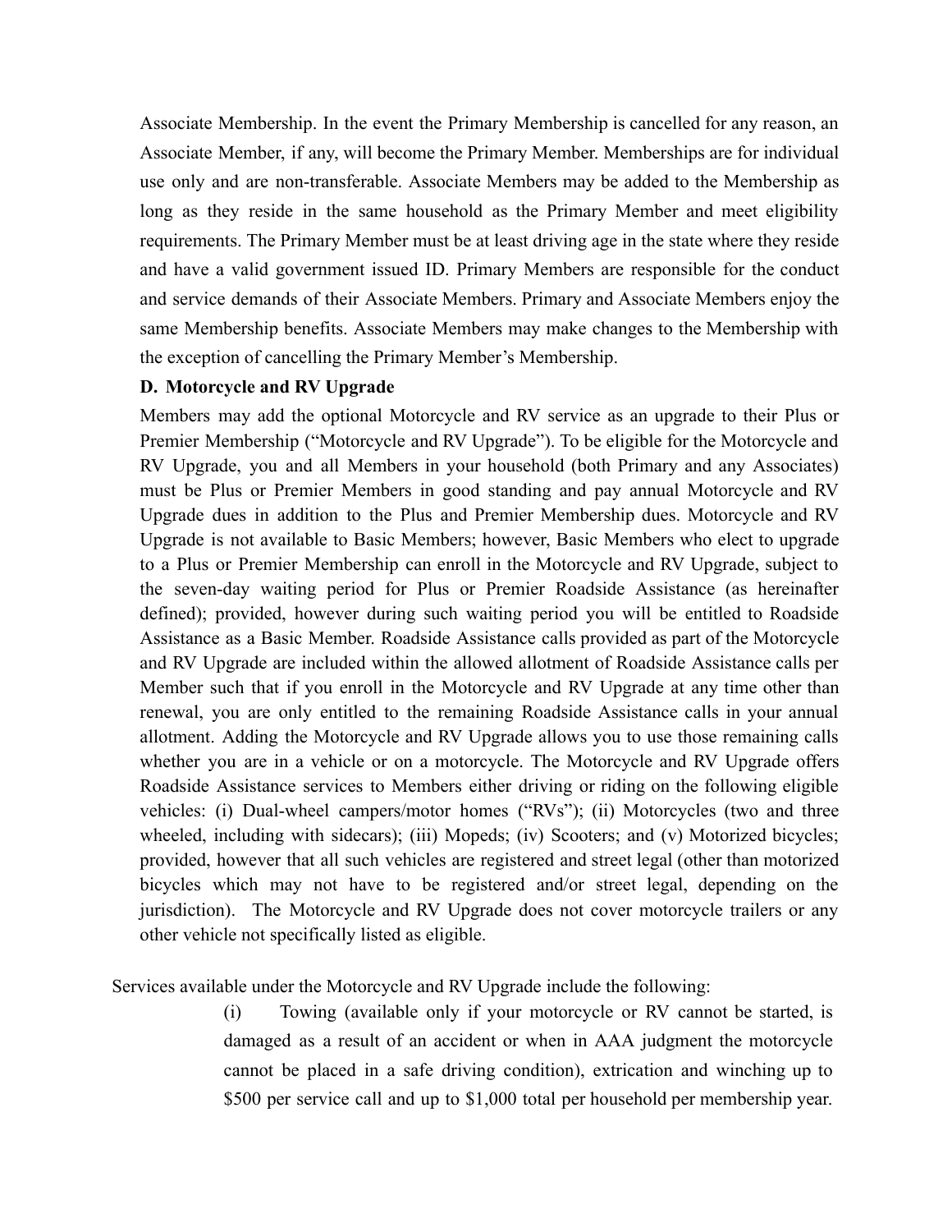Associate Membership. In the event the Primary Membership is cancelled for any reason, an Associate Member, if any, will become the Primary Member. Memberships are for individual use only and are non-transferable. Associate Members may be added to the Membership as long as they reside in the same household as the Primary Member and meet eligibility requirements. The Primary Member must be at least driving age in the state where they reside and have a valid government issued ID. Primary Members are responsible for the conduct and service demands of their Associate Members. Primary and Associate Members enjoy the same Membership benefits. Associate Members may make changes to the Membership with the exception of cancelling the Primary Member's Membership.

**D. Motorcycle and RV Upgrade**

Members may add the optional Motorcycle and RV service as an upgrade to their Plus or Premier Membership ("Motorcycle and RV Upgrade"). To be eligible for the Motorcycle and RV Upgrade, you and all Members in your household (both Primary and any Associates) must be Plus or Premier Members in good standing and pay annual Motorcycle and RV Upgrade dues in addition to the Plus and Premier Membership dues. Motorcycle and RV Upgrade is not available to Basic Members; however, Basic Members who elect to upgrade to a Plus or Premier Membership can enroll in the Motorcycle and RV Upgrade, subject to the seven-day waiting period for Plus or Premier Roadside Assistance (as hereinafter defined); provided, however during such waiting period you will be entitled to Roadside Assistance as a Basic Member. Roadside Assistance calls provided as part of the Motorcycle and RV Upgrade are included within the allowed allotment of Roadside Assistance calls per Member such that if you enroll in the Motorcycle and RV Upgrade at any time other than renewal, you are only entitled to the remaining Roadside Assistance calls in your annual allotment. Adding the Motorcycle and RV Upgrade allows you to use those remaining calls whether you are in a vehicle or on a motorcycle. The Motorcycle and RV Upgrade offers Roadside Assistance services to Members either driving or riding on the following eligible vehicles: (i) Dual-wheel campers/motor homes ("RVs"); (ii) Motorcycles (two and three wheeled, including with sidecars); (iii) Mopeds; (iv) Scooters; and (v) Motorized bicycles; provided, however that all such vehicles are registered and street legal (other than motorized bicycles which may not have to be registered and/or street legal, depending on the jurisdiction). The Motorcycle and RV Upgrade does not cover motorcycle trailers or any other vehicle not specifically listed as eligible.

Services available under the Motorcycle and RV Upgrade include the following:

(i) Towing (available only if your motorcycle or RV cannot be started, is damaged as a result of an accident or when in AAA judgment the motorcycle cannot be placed in a safe driving condition), extrication and winching up to $500 per service call and up to $1,000 total per household per membership year.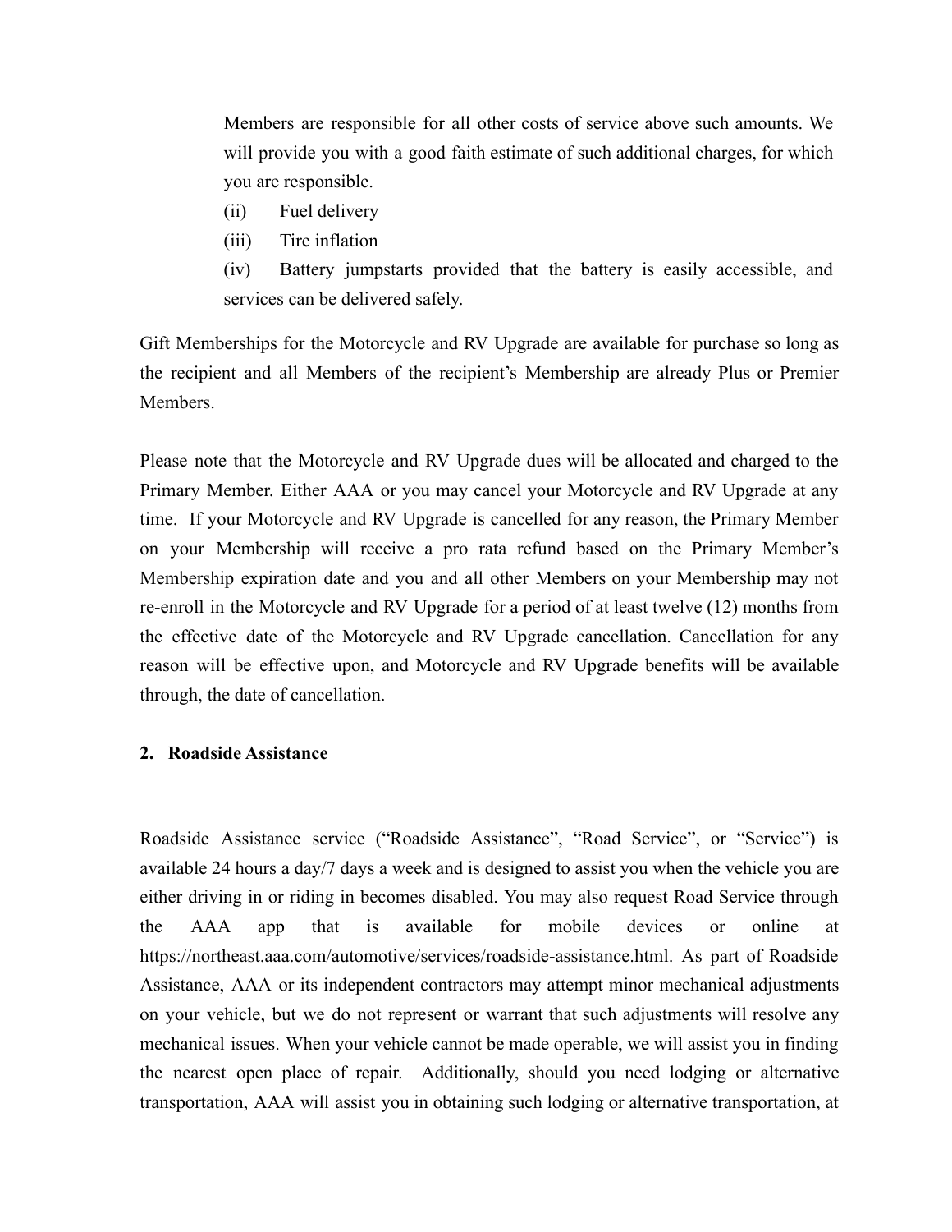Members are responsible for all other costs of service above such amounts. We will provide you with a good faith estimate of such additional charges, for which you are responsible.

(ii) Fuel delivery

(iii) Tire inflation

(iv) Battery jumpstarts provided that the battery is easily accessible, and services can be delivered safely.

Gift Memberships for the Motorcycle and RV Upgrade are available for purchase so long as the recipient and all Members of the recipient's Membership are already Plus or Premier Members.

Please note that the Motorcycle and RV Upgrade dues will be allocated and charged to the Primary Member. Either AAA or you may cancel your Motorcycle and RV Upgrade at any time. If your Motorcycle and RV Upgrade is cancelled for any reason, the Primary Member on your Membership will receive a pro rata refund based on the Primary Member's Membership expiration date and you and all other Members on your Membership may not re-enroll in the Motorcycle and RV Upgrade for a period of at least twelve (12) months from the effective date of the Motorcycle and RV Upgrade cancellation. Cancellation for any reason will be effective upon, and Motorcycle and RV Upgrade benefits will be available through, the date of cancellation.

## 2. Roadside Assistance

Roadside Assistance service ("Roadside Assistance", "Road Service", or "Service") is available 24 hours a day/7 days a week and is designed to assist you when the vehicle you are either driving in or riding in becomes disabled. You may also request Road Service through the AAA app that is available for mobile devices or online at https://northeast.aaa.com/automotive/services/roadside-assistance.html. As part of Roadside Assistance, AAA or its independent contractors may attempt minor mechanical adjustments on your vehicle, but we do not represent or warrant that such adjustments will resolve any mechanical issues. When your vehicle cannot be made operable, we will assist you in finding the nearest open place of repair. Additionally, should you need lodging or alternative transportation, AAA will assist you in obtaining such lodging or alternative transportation, at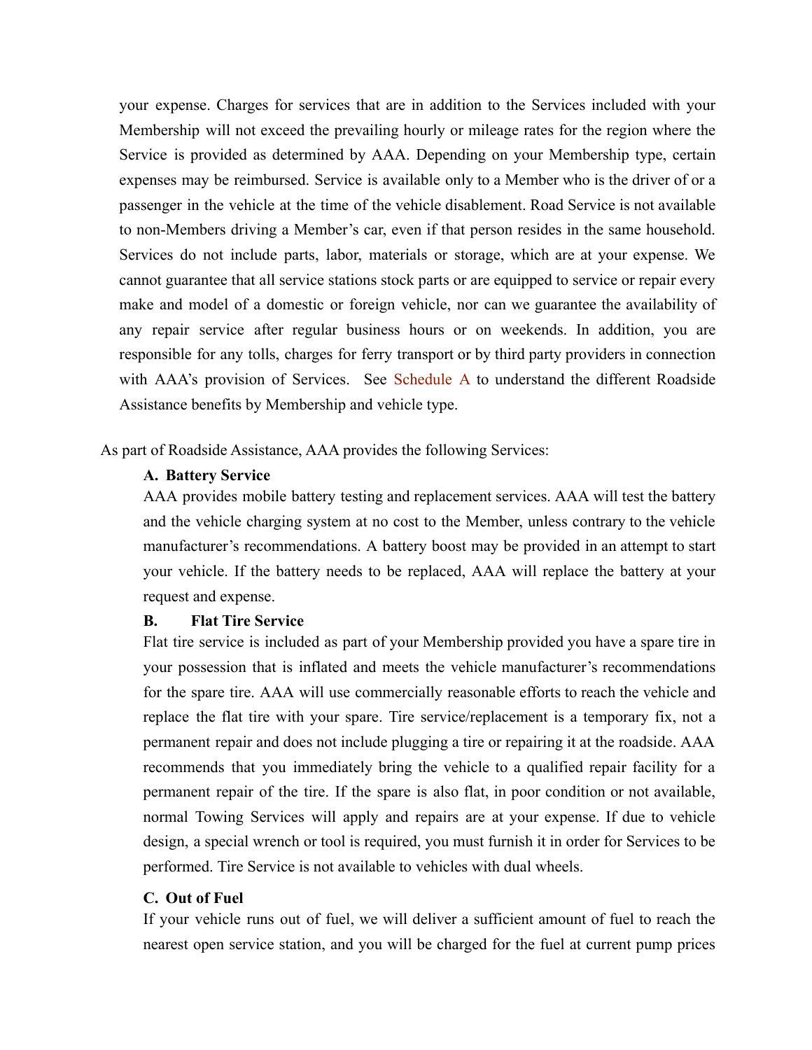your expense. Charges for services that are in addition to the Services included with your Membership will not exceed the prevailing hourly or mileage rates for the region where the Service is provided as determined by AAA. Depending on your Membership type, certain expenses may be reimbursed. Service is available only to a Member who is the driver of or a passenger in the vehicle at the time of the vehicle disablement. Road Service is not available to non-Members driving a Member's car, even if that person resides in the same household. Services do not include parts, labor, materials or storage, which are at your expense. We cannot guarantee that all service stations stock parts or are equipped to service or repair every make and model of a domestic or foreign vehicle, nor can we guarantee the availability of any repair service after regular business hours or on weekends. In addition, you are responsible for any tolls, charges for ferry transport or by third party providers in connection with AAA's provision of Services. See Schedule A to understand the different Roadside Assistance benefits by Membership and vehicle type.

As part of Roadside Assistance, AAA provides the following Services:

**A. Battery Service**

AAA provides mobile battery testing and replacement services. AAA will test the battery and the vehicle charging system at no cost to the Member, unless contrary to the vehicle manufacturer's recommendations. A battery boost may be provided in an attempt to start your vehicle. If the battery needs to be replaced, AAA will replace the battery at your request and expense.

**B. Flat Tire Service**

Flat tire service is included as part of your Membership provided you have a spare tire in your possession that is inflated and meets the vehicle manufacturer's recommendations for the spare tire. AAA will use commercially reasonable efforts to reach the vehicle and replace the flat tire with your spare. Tire service/replacement is a temporary fix, not a permanent repair and does not include plugging a tire or repairing it at the roadside. AAA recommends that you immediately bring the vehicle to a qualified repair facility for a permanent repair of the tire. If the spare is also flat, in poor condition or not available, normal Towing Services will apply and repairs are at your expense. If due to vehicle design, a special wrench or tool is required, you must furnish it in order for Services to be performed. Tire Service is not available to vehicles with dual wheels.

**C. Out of Fuel**

If your vehicle runs out of fuel, we will deliver a sufficient amount of fuel to reach the nearest open service station, and you will be charged for the fuel at current pump prices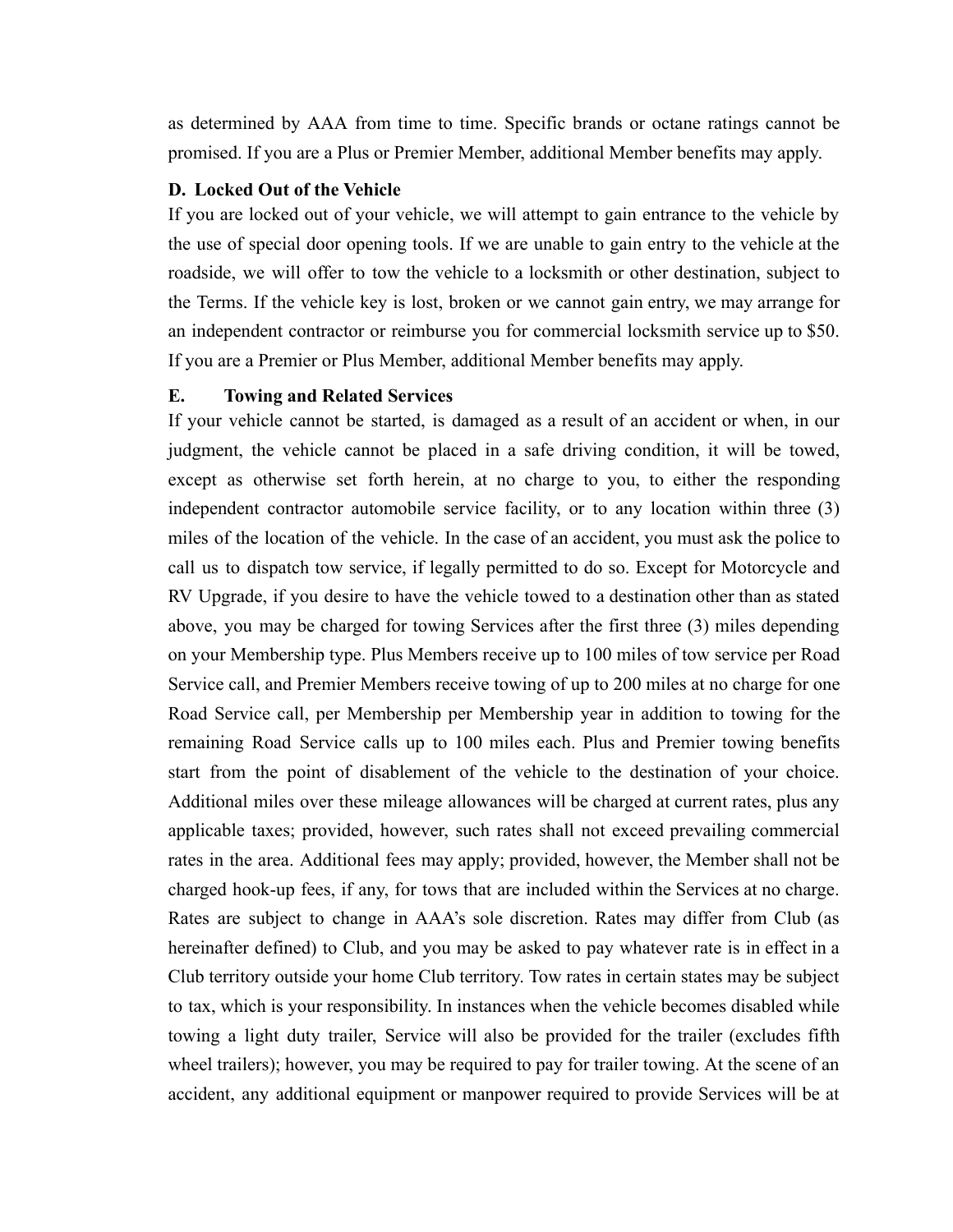as determined by AAA from time to time. Specific brands or octane ratings cannot be promised. If you are a Plus or Premier Member, additional Member benefits may apply.

**D. Locked Out of the Vehicle**

If you are locked out of your vehicle, we will attempt to gain entrance to the vehicle by the use of special door opening tools. If we are unable to gain entry to the vehicle at the roadside, we will offer to tow the vehicle to a locksmith or other destination, subject to the Terms. If the vehicle key is lost, broken or we cannot gain entry, we may arrange for an independent contractor or reimburse you for commercial locksmith service up to $50. If you are a Premier or Plus Member, additional Member benefits may apply.

**E. Towing and Related Services**

If your vehicle cannot be started, is damaged as a result of an accident or when, in our judgment, the vehicle cannot be placed in a safe driving condition, it will be towed, except as otherwise set forth herein, at no charge to you, to either the responding independent contractor automobile service facility, or to any location within three (3) miles of the location of the vehicle. In the case of an accident, you must ask the police to call us to dispatch tow service, if legally permitted to do so. Except for Motorcycle and RV Upgrade, if you desire to have the vehicle towed to a destination other than as stated above, you may be charged for towing Services after the first three (3) miles depending on your Membership type. Plus Members receive up to 100 miles of tow service per Road Service call, and Premier Members receive towing of up to 200 miles at no charge for one Road Service call, per Membership per Membership year in addition to towing for the remaining Road Service calls up to 100 miles each. Plus and Premier towing benefits start from the point of disablement of the vehicle to the destination of your choice. Additional miles over these mileage allowances will be charged at current rates, plus any applicable taxes; provided, however, such rates shall not exceed prevailing commercial rates in the area. Additional fees may apply; provided, however, the Member shall not be charged hook-up fees, if any, for tows that are included within the Services at no charge. Rates are subject to change in AAA's sole discretion. Rates may differ from Club (as hereinafter defined) to Club, and you may be asked to pay whatever rate is in effect in a Club territory outside your home Club territory. Tow rates in certain states may be subject to tax, which is your responsibility. In instances when the vehicle becomes disabled while towing a light duty trailer, Service will also be provided for the trailer (excludes fifth wheel trailers); however, you may be required to pay for trailer towing. At the scene of an accident, any additional equipment or manpower required to provide Services will be at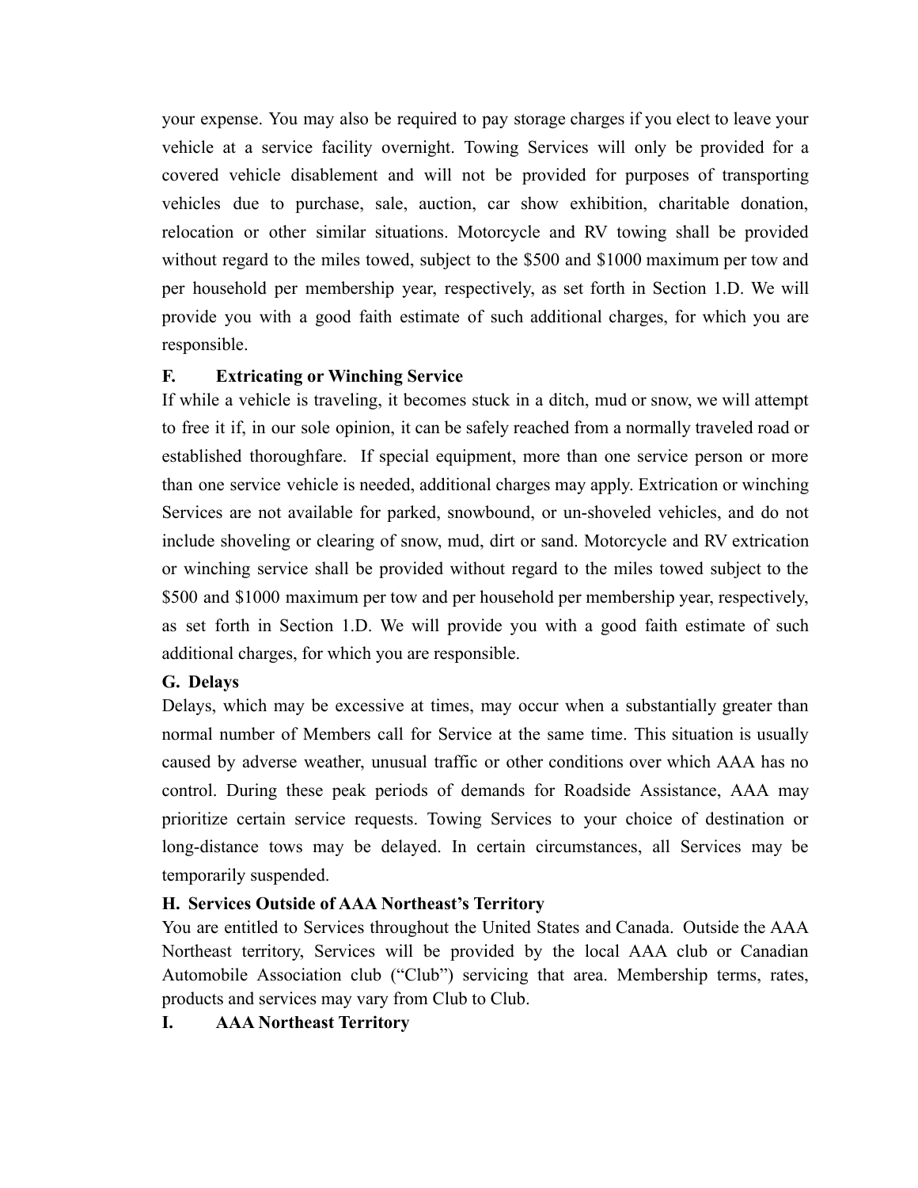your expense. You may also be required to pay storage charges if you elect to leave your vehicle at a service facility overnight. Towing Services will only be provided for a covered vehicle disablement and will not be provided for purposes of transporting vehicles due to purchase, sale, auction, car show exhibition, charitable donation, relocation or other similar situations. Motorcycle and RV towing shall be provided without regard to the miles towed, subject to the $500 and $1000 maximum per tow and per household per membership year, respectively, as set forth in Section 1.D. We will provide you with a good faith estimate of such additional charges, for which you are responsible.

**F. Extricating or Winching Service**

If while a vehicle is traveling, it becomes stuck in a ditch, mud or snow, we will attempt to free it if, in our sole opinion, it can be safely reached from a normally traveled road or established thoroughfare. If special equipment, more than one service person or more than one service vehicle is needed, additional charges may apply. Extrication or winching Services are not available for parked, snowbound, or un-shoveled vehicles, and do not include shoveling or clearing of snow, mud, dirt or sand. Motorcycle and RV extrication or winching service shall be provided without regard to the miles towed subject to the $500 and $1000 maximum per tow and per household per membership year, respectively, as set forth in Section 1.D. We will provide you with a good faith estimate of such additional charges, for which you are responsible.

**G. Delays**

Delays, which may be excessive at times, may occur when a substantially greater than normal number of Members call for Service at the same time. This situation is usually caused by adverse weather, unusual traffic or other conditions over which AAA has no control. During these peak periods of demands for Roadside Assistance, AAA may prioritize certain service requests. Towing Services to your choice of destination or long-distance tows may be delayed. In certain circumstances, all Services may be temporarily suspended.

**H. Services Outside of AAA Northeast's Territory**

You are entitled to Services throughout the United States and Canada. Outside the AAA Northeast territory, Services will be provided by the local AAA club or Canadian Automobile Association club ("Club") servicing that area. Membership terms, rates, products and services may vary from Club to Club.

**I. AAA Northeast Territory**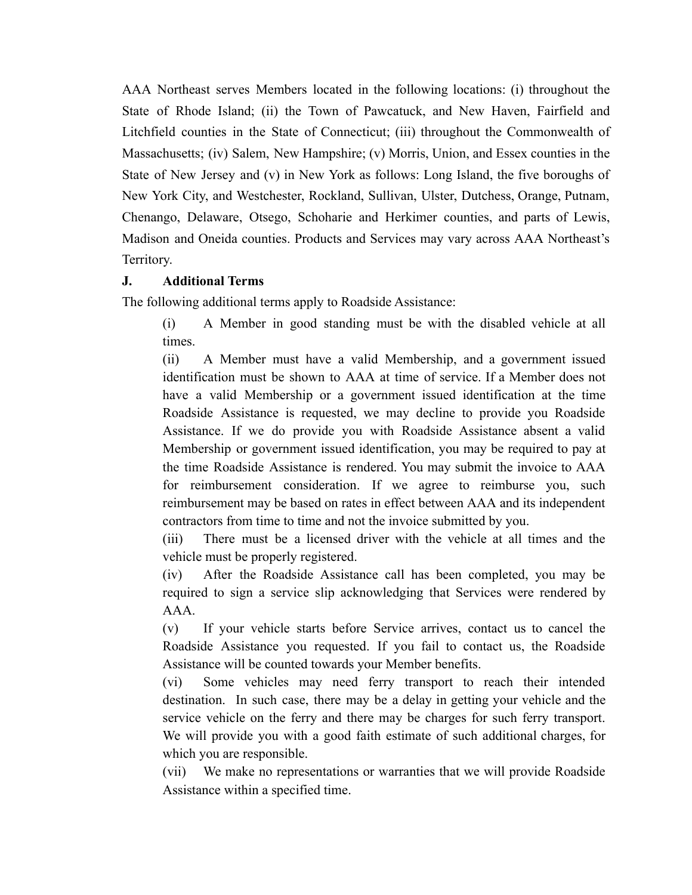AAA Northeast serves Members located in the following locations: (i) throughout the State of Rhode Island; (ii) the Town of Pawcatuck, and New Haven, Fairfield and Litchfield counties in the State of Connecticut; (iii) throughout the Commonwealth of Massachusetts; (iv) Salem, New Hampshire; (v) Morris, Union, and Essex counties in the State of New Jersey and (v) in New York as follows: Long Island, the five boroughs of New York City, and Westchester, Rockland, Sullivan, Ulster, Dutchess, Orange, Putnam, Chenango, Delaware, Otsego, Schoharie and Herkimer counties, and parts of Lewis, Madison and Oneida counties. Products and Services may vary across AAA Northeast's Territory.

**J. Additional Terms**

The following additional terms apply to Roadside Assistance:

(i) A Member in good standing must be with the disabled vehicle at all times.

(ii) A Member must have a valid Membership, and a government issued identification must be shown to AAA at time of service. If a Member does not have a valid Membership or a government issued identification at the time Roadside Assistance is requested, we may decline to provide you Roadside Assistance. If we do provide you with Roadside Assistance absent a valid Membership or government issued identification, you may be required to pay at the time Roadside Assistance is rendered. You may submit the invoice to AAA for reimbursement consideration. If we agree to reimburse you, such reimbursement may be based on rates in effect between AAA and its independent contractors from time to time and not the invoice submitted by you.

(iii) There must be a licensed driver with the vehicle at all times and the vehicle must be properly registered.

(iv) After the Roadside Assistance call has been completed, you may be required to sign a service slip acknowledging that Services were rendered by AAA.

(v) If your vehicle starts before Service arrives, contact us to cancel the Roadside Assistance you requested. If you fail to contact us, the Roadside Assistance will be counted towards your Member benefits.

(vi) Some vehicles may need ferry transport to reach their intended destination. In such case, there may be a delay in getting your vehicle and the service vehicle on the ferry and there may be charges for such ferry transport. We will provide you with a good faith estimate of such additional charges, for which you are responsible.

(vii) We make no representations or warranties that we will provide Roadside Assistance within a specified time.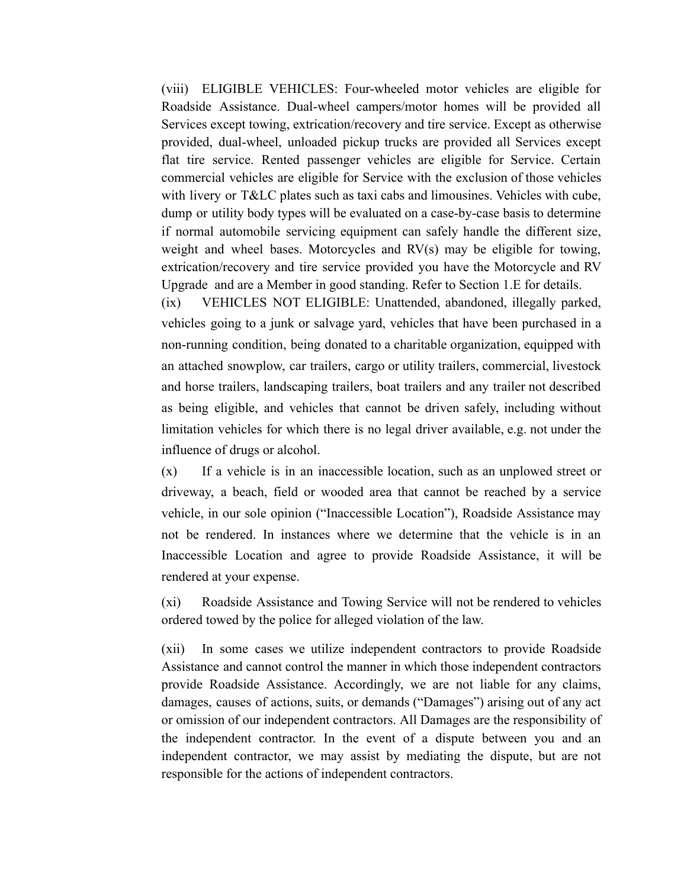(viii) ELIGIBLE VEHICLES: Four-wheeled motor vehicles are eligible for Roadside Assistance. Dual-wheel campers/motor homes will be provided all Services except towing, extrication/recovery and tire service. Except as otherwise provided, dual-wheel, unloaded pickup trucks are provided all Services except flat tire service. Rented passenger vehicles are eligible for Service. Certain commercial vehicles are eligible for Service with the exclusion of those vehicles with livery or T&LC plates such as taxi cabs and limousines. Vehicles with cube, dump or utility body types will be evaluated on a case-by-case basis to determine if normal automobile servicing equipment can safely handle the different size, weight and wheel bases. Motorcycles and RV(s) may be eligible for towing, extrication/recovery and tire service provided you have the Motorcycle and RV Upgrade and are a Member in good standing. Refer to Section 1.E for details.

(ix) VEHICLES NOT ELIGIBLE: Unattended, abandoned, illegally parked, vehicles going to a junk or salvage yard, vehicles that have been purchased in a non-running condition, being donated to a charitable organization, equipped with an attached snowplow, car trailers, cargo or utility trailers, commercial, livestock and horse trailers, landscaping trailers, boat trailers and any trailer not described as being eligible, and vehicles that cannot be driven safely, including without limitation vehicles for which there is no legal driver available, e.g. not under the influence of drugs or alcohol.

(x) If a vehicle is in an inaccessible location, such as an unplowed street or driveway, a beach, field or wooded area that cannot be reached by a service vehicle, in our sole opinion ("Inaccessible Location"), Roadside Assistance may not be rendered. In instances where we determine that the vehicle is in an Inaccessible Location and agree to provide Roadside Assistance, it will be rendered at your expense.

(xi) Roadside Assistance and Towing Service will not be rendered to vehicles ordered towed by the police for alleged violation of the law.

(xii) In some cases we utilize independent contractors to provide Roadside Assistance and cannot control the manner in which those independent contractors provide Roadside Assistance. Accordingly, we are not liable for any claims, damages, causes of actions, suits, or demands ("Damages") arising out of any act or omission of our independent contractors. All Damages are the responsibility of the independent contractor. In the event of a dispute between you and an independent contractor, we may assist by mediating the dispute, but are not responsible for the actions of independent contractors.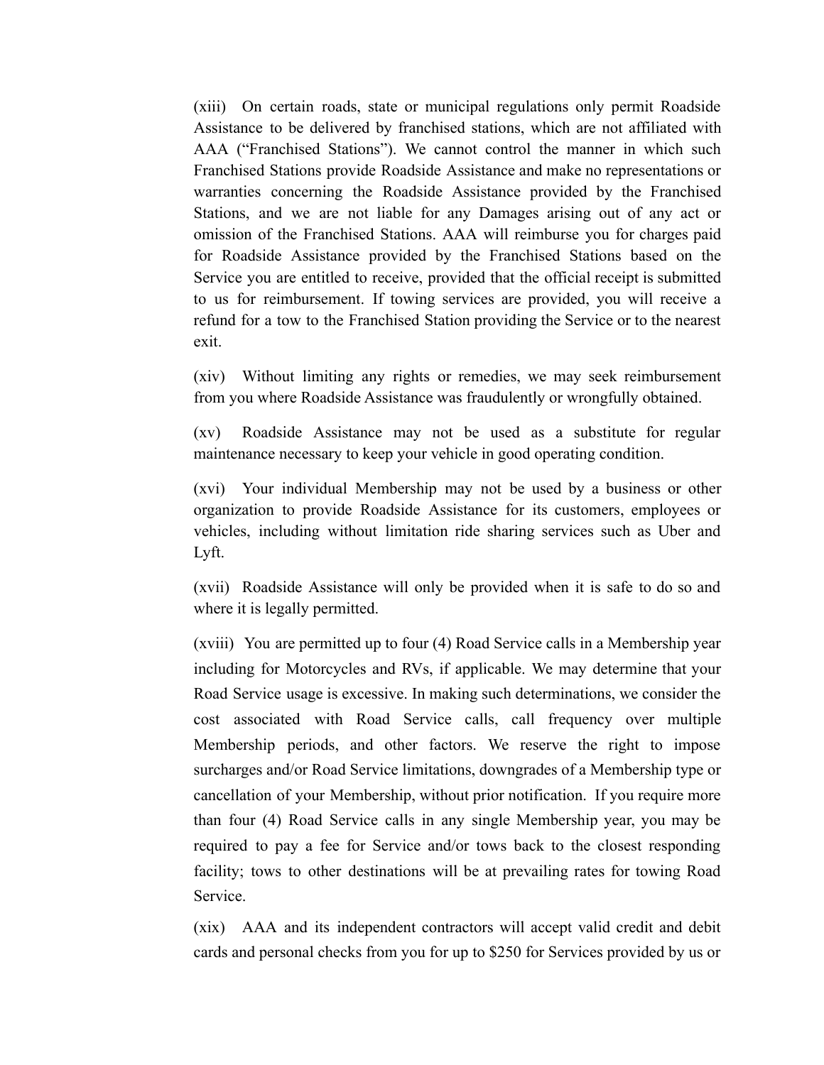(xiii) On certain roads, state or municipal regulations only permit Roadside Assistance to be delivered by franchised stations, which are not affiliated with AAA ("Franchised Stations"). We cannot control the manner in which such Franchised Stations provide Roadside Assistance and make no representations or warranties concerning the Roadside Assistance provided by the Franchised Stations, and we are not liable for any Damages arising out of any act or omission of the Franchised Stations. AAA will reimburse you for charges paid for Roadside Assistance provided by the Franchised Stations based on the Service you are entitled to receive, provided that the official receipt is submitted to us for reimbursement. If towing services are provided, you will receive a refund for a tow to the Franchised Station providing the Service or to the nearest exit.

(xiv) Without limiting any rights or remedies, we may seek reimbursement from you where Roadside Assistance was fraudulently or wrongfully obtained.

(xv) Roadside Assistance may not be used as a substitute for regular maintenance necessary to keep your vehicle in good operating condition.

(xvi) Your individual Membership may not be used by a business or other organization to provide Roadside Assistance for its customers, employees or vehicles, including without limitation ride sharing services such as Uber and Lyft.

(xvii) Roadside Assistance will only be provided when it is safe to do so and where it is legally permitted.

(xviii) You are permitted up to four (4) Road Service calls in a Membership year including for Motorcycles and RVs, if applicable. We may determine that your Road Service usage is excessive. In making such determinations, we consider the cost associated with Road Service calls, call frequency over multiple Membership periods, and other factors. We reserve the right to impose surcharges and/or Road Service limitations, downgrades of a Membership type or cancellation of your Membership, without prior notification. If you require more than four (4) Road Service calls in any single Membership year, you may be required to pay a fee for Service and/or tows back to the closest responding facility; tows to other destinations will be at prevailing rates for towing Road Service.

(xix) AAA and its independent contractors will accept valid credit and debit cards and personal checks from you for up to $250 for Services provided by us or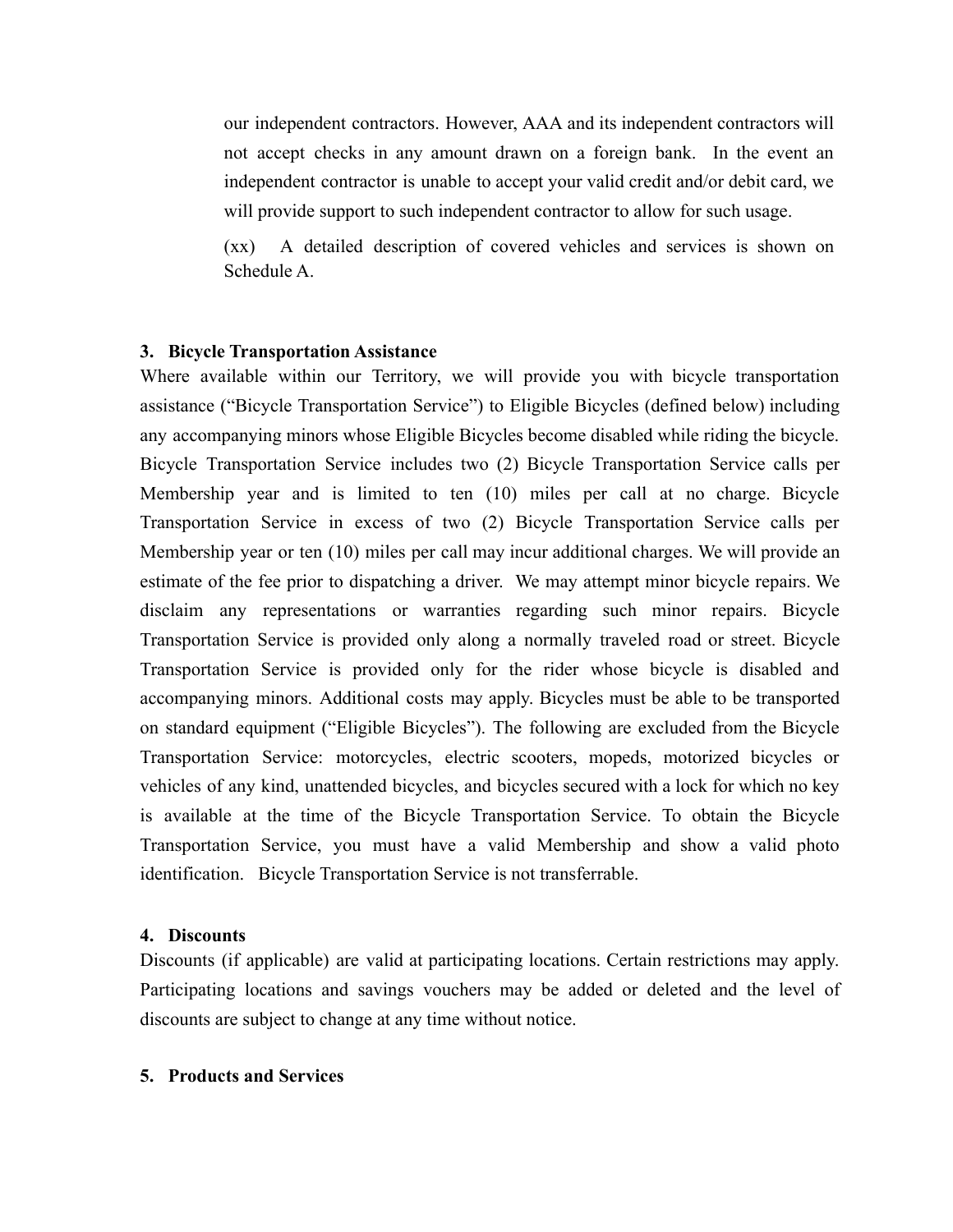our independent contractors. However, AAA and its independent contractors will not accept checks in any amount drawn on a foreign bank. In the event an independent contractor is unable to accept your valid credit and/or debit card, we will provide support to such independent contractor to allow for such usage.

(xx) A detailed description of covered vehicles and services is shown on Schedule A.

**3. Bicycle Transportation Assistance**

Where available within our Territory, we will provide you with bicycle transportation assistance ("Bicycle Transportation Service") to Eligible Bicycles (defined below) including any accompanying minors whose Eligible Bicycles become disabled while riding the bicycle. Bicycle Transportation Service includes two (2) Bicycle Transportation Service calls per Membership year and is limited to ten (10) miles per call at no charge. Bicycle Transportation Service in excess of two (2) Bicycle Transportation Service calls per Membership year or ten (10) miles per call may incur additional charges. We will provide an estimate of the fee prior to dispatching a driver. We may attempt minor bicycle repairs. We disclaim any representations or warranties regarding such minor repairs. Bicycle Transportation Service is provided only along a normally traveled road or street. Bicycle Transportation Service is provided only for the rider whose bicycle is disabled and accompanying minors. Additional costs may apply. Bicycles must be able to be transported on standard equipment ("Eligible Bicycles"). The following are excluded from the Bicycle Transportation Service: motorcycles, electric scooters, mopeds, motorized bicycles or vehicles of any kind, unattended bicycles, and bicycles secured with a lock for which no key is available at the time of the Bicycle Transportation Service. To obtain the Bicycle Transportation Service, you must have a valid Membership and show a valid photo identification. Bicycle Transportation Service is not transferrable.

**4. Discounts**

Discounts (if applicable) are valid at participating locations. Certain restrictions may apply. Participating locations and savings vouchers may be added or deleted and the level of discounts are subject to change at any time without notice.

**5. Products and Services**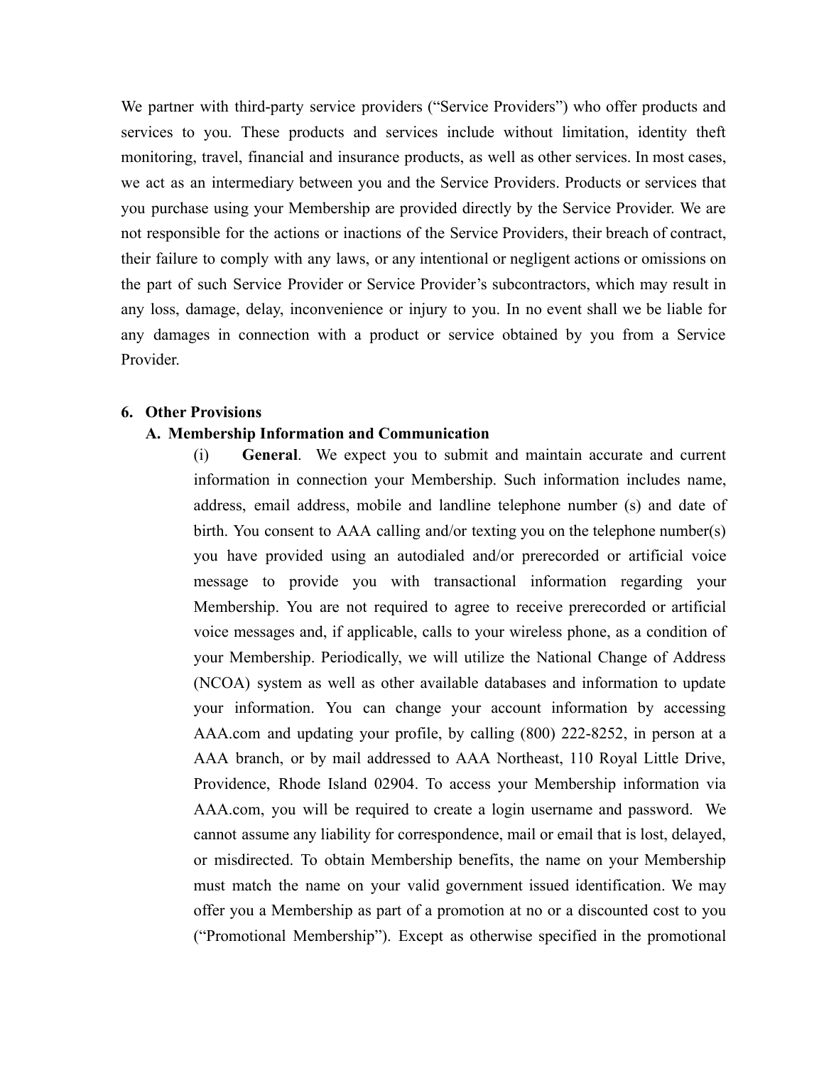We partner with third-party service providers ("Service Providers") who offer products and services to you. These products and services include without limitation, identity theft monitoring, travel, financial and insurance products, as well as other services. In most cases, we act as an intermediary between you and the Service Providers. Products or services that you purchase using your Membership are provided directly by the Service Provider. We are not responsible for the actions or inactions of the Service Providers, their breach of contract, their failure to comply with any laws, or any intentional or negligent actions or omissions on the part of such Service Provider or Service Provider's subcontractors, which may result in any loss, damage, delay, inconvenience or injury to you. In no event shall we be liable for any damages in connection with a product or service obtained by you from a Service Provider.

6. **Other Provisions**

   A. **Membership Information and Communication**

      (i) **General**. We expect you to submit and maintain accurate and current information in connection your Membership. Such information includes name, address, email address, mobile and landline telephone number (s) and date of birth. You consent to AAA calling and/or texting you on the telephone number(s) you have provided using an autodialed and/or prerecorded or artificial voice message to provide you with transactional information regarding your Membership. You are not required to agree to receive prerecorded or artificial voice messages and, if applicable, calls to your wireless phone, as a condition of your Membership. Periodically, we will utilize the National Change of Address (NCOA) system as well as other available databases and information to update your information. You can change your account information by accessing AAA.com and updating your profile, by calling (800) 222-8252, in person at a AAA branch, or by mail addressed to AAA Northeast, 110 Royal Little Drive, Providence, Rhode Island 02904. To access your Membership information via AAA.com, you will be required to create a login username and password. We cannot assume any liability for correspondence, mail or email that is lost, delayed, or misdirected. To obtain Membership benefits, the name on your Membership must match the name on your valid government issued identification. We may offer you a Membership as part of a promotion at no or a discounted cost to you ("Promotional Membership"). Except as otherwise specified in the promotional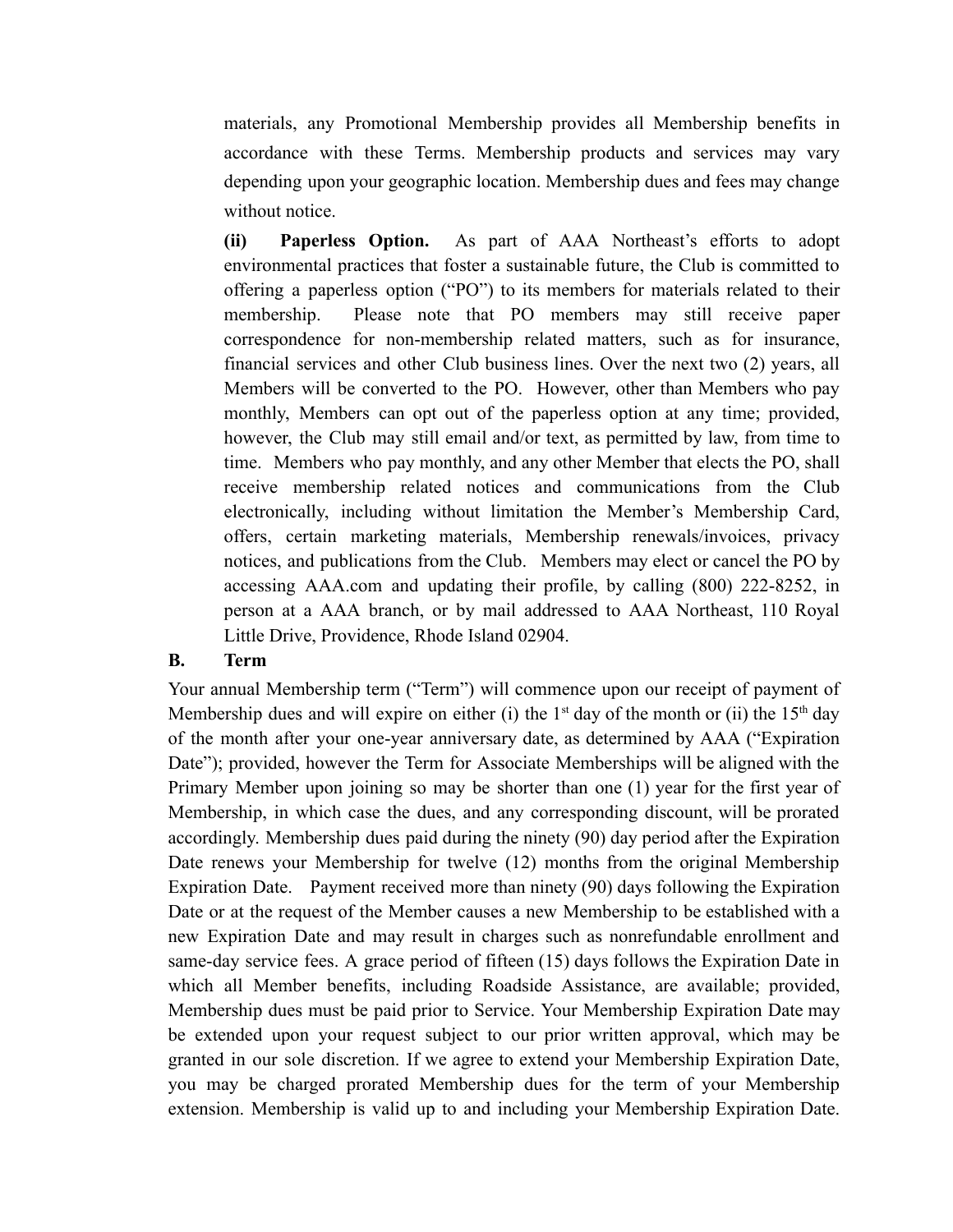materials, any Promotional Membership provides all Membership benefits in accordance with these Terms. Membership products and services may vary depending upon your geographic location. Membership dues and fees may change without notice.

**(ii) Paperless Option.** As part of AAA Northeast's efforts to adopt environmental practices that foster a sustainable future, the Club is committed to offering a paperless option ("PO") to its members for materials related to their membership. Please note that PO members may still receive paper correspondence for non-membership related matters, such as for insurance, financial services and other Club business lines. Over the next two (2) years, all Members will be converted to the PO. However, other than Members who pay monthly, Members can opt out of the paperless option at any time; provided, however, the Club may still email and/or text, as permitted by law, from time to time. Members who pay monthly, and any other Member that elects the PO, shall receive membership related notices and communications from the Club electronically, including without limitation the Member's Membership Card, offers, certain marketing materials, Membership renewals/invoices, privacy notices, and publications from the Club. Members may elect or cancel the PO by accessing AAA.com and updating their profile, by calling (800) 222-8252, in person at a AAA branch, or by mail addressed to AAA Northeast, 110 Royal Little Drive, Providence, Rhode Island 02904.

**B. Term**

Your annual Membership term ("Term") will commence upon our receipt of payment of Membership dues and will expire on either (i) the 1st day of the month or (ii) the 15th day of the month after your one-year anniversary date, as determined by AAA ("Expiration Date"); provided, however the Term for Associate Memberships will be aligned with the Primary Member upon joining so may be shorter than one (1) year for the first year of Membership, in which case the dues, and any corresponding discount, will be prorated accordingly. Membership dues paid during the ninety (90) day period after the Expiration Date renews your Membership for twelve (12) months from the original Membership Expiration Date. Payment received more than ninety (90) days following the Expiration Date or at the request of the Member causes a new Membership to be established with a new Expiration Date and may result in charges such as nonrefundable enrollment and same-day service fees. A grace period of fifteen (15) days follows the Expiration Date in which all Member benefits, including Roadside Assistance, are available; provided, Membership dues must be paid prior to Service. Your Membership Expiration Date may be extended upon your request subject to our prior written approval, which may be granted in our sole discretion. If we agree to extend your Membership Expiration Date, you may be charged prorated Membership dues for the term of your Membership extension. Membership is valid up to and including your Membership Expiration Date.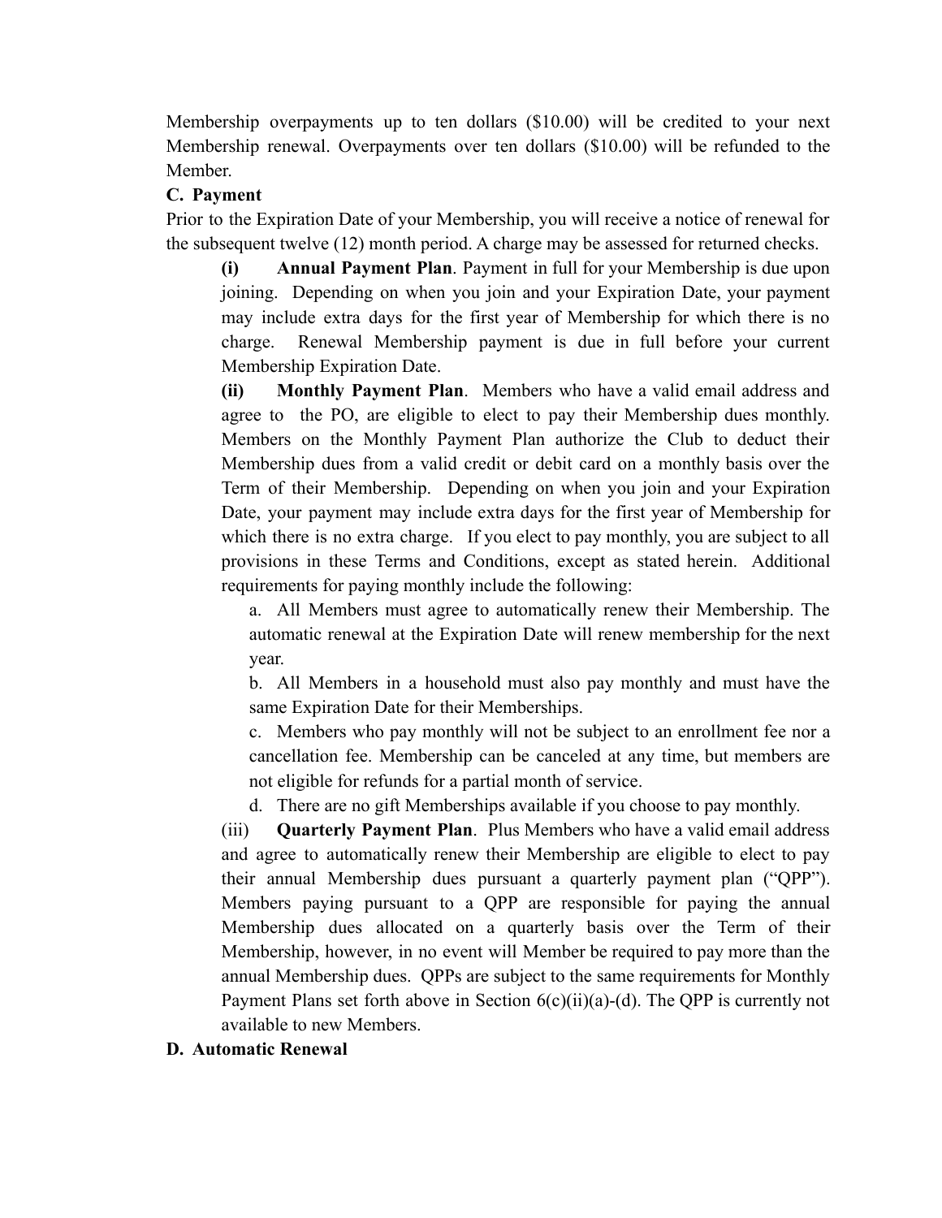Membership overpayments up to ten dollars ($10.00) will be credited to your next Membership renewal. Overpayments over ten dollars ($10.00) will be refunded to the Member.

**C. Payment**

Prior to the Expiration Date of your Membership, you will receive a notice of renewal for the subsequent twelve (12) month period. A charge may be assessed for returned checks.

**(i) Annual Payment Plan**. Payment in full for your Membership is due upon joining. Depending on when you join and your Expiration Date, your payment may include extra days for the first year of Membership for which there is no charge. Renewal Membership payment is due in full before your current Membership Expiration Date.

**(ii) Monthly Payment Plan**. Members who have a valid email address and agree to the PO, are eligible to elect to pay their Membership dues monthly. Members on the Monthly Payment Plan authorize the Club to deduct their Membership dues from a valid credit or debit card on a monthly basis over the Term of their Membership. Depending on when you join and your Expiration Date, your payment may include extra days for the first year of Membership for which there is no extra charge. If you elect to pay monthly, you are subject to all provisions in these Terms and Conditions, except as stated herein. Additional requirements for paying monthly include the following:

a. All Members must agree to automatically renew their Membership. The automatic renewal at the Expiration Date will renew membership for the next year.

b. All Members in a household must also pay monthly and must have the same Expiration Date for their Memberships.

c. Members who pay monthly will not be subject to an enrollment fee nor a cancellation fee. Membership can be canceled at any time, but members are not eligible for refunds for a partial month of service.

d. There are no gift Memberships available if you choose to pay monthly.

(iii) **Quarterly Payment Plan**. Plus Members who have a valid email address and agree to automatically renew their Membership are eligible to elect to pay their annual Membership dues pursuant a quarterly payment plan ("QPP"). Members paying pursuant to a QPP are responsible for paying the annual Membership dues allocated on a quarterly basis over the Term of their Membership, however, in no event will Member be required to pay more than the annual Membership dues. QPPs are subject to the same requirements for Monthly Payment Plans set forth above in Section 6(c)(ii)(a)-(d). The QPP is currently not available to new Members.

**D. Automatic Renewal**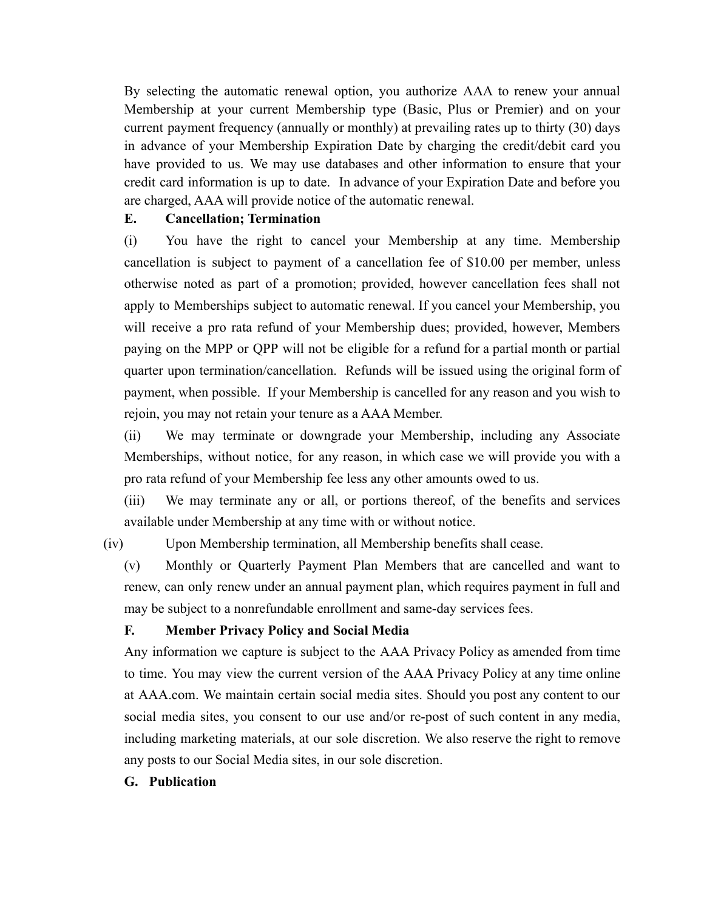By selecting the automatic renewal option, you authorize AAA to renew your annual Membership at your current Membership type (Basic, Plus or Premier) and on your current payment frequency (annually or monthly) at prevailing rates up to thirty (30) days in advance of your Membership Expiration Date by charging the credit/debit card you have provided to us. We may use databases and other information to ensure that your credit card information is up to date. In advance of your Expiration Date and before you are charged, AAA will provide notice of the automatic renewal.

**E. Cancellation; Termination**

(i) You have the right to cancel your Membership at any time. Membership cancellation is subject to payment of a cancellation fee of $10.00 per member, unless otherwise noted as part of a promotion; provided, however cancellation fees shall not apply to Memberships subject to automatic renewal. If you cancel your Membership, you will receive a pro rata refund of your Membership dues; provided, however, Members paying on the MPP or QPP will not be eligible for a refund for a partial month or partial quarter upon termination/cancellation. Refunds will be issued using the original form of payment, when possible. If your Membership is cancelled for any reason and you wish to rejoin, you may not retain your tenure as a AAA Member.

(ii) We may terminate or downgrade your Membership, including any Associate Memberships, without notice, for any reason, in which case we will provide you with a pro rata refund of your Membership fee less any other amounts owed to us.

(iii) We may terminate any or all, or portions thereof, of the benefits and services available under Membership at any time with or without notice.

(iv) Upon Membership termination, all Membership benefits shall cease.

(v) Monthly or Quarterly Payment Plan Members that are cancelled and want to renew, can only renew under an annual payment plan, which requires payment in full and may be subject to a nonrefundable enrollment and same-day services fees.

**F. Member Privacy Policy and Social Media**

Any information we capture is subject to the AAA Privacy Policy as amended from time to time. You may view the current version of the AAA Privacy Policy at any time online at AAA.com. We maintain certain social media sites. Should you post any content to our social media sites, you consent to our use and/or re-post of such content in any media, including marketing materials, at our sole discretion. We also reserve the right to remove any posts to our Social Media sites, in our sole discretion.

**G. Publication**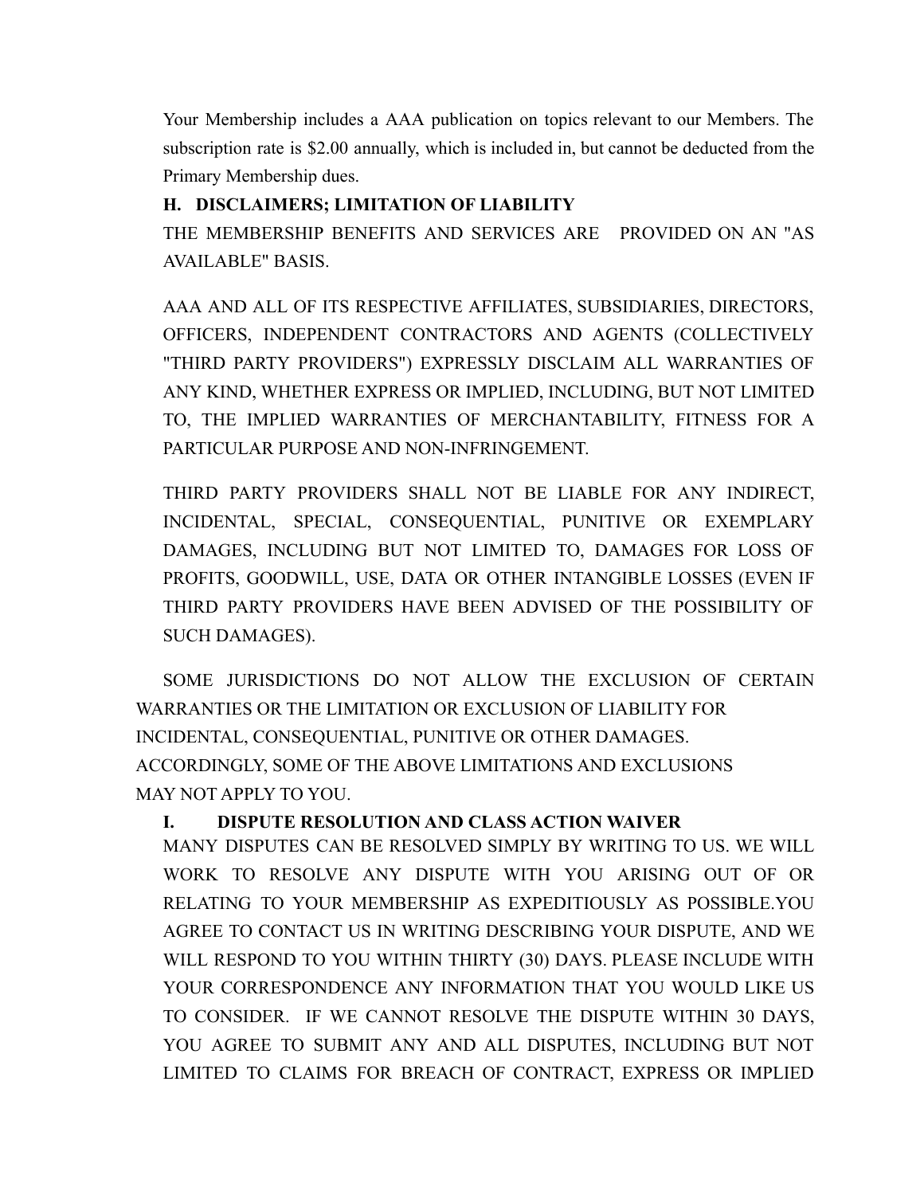Your Membership includes a AAA publication on topics relevant to our Members. The subscription rate is $2.00 annually, which is included in, but cannot be deducted from the Primary Membership dues.

## H. DISCLAIMERS; LIMITATION OF LIABILITY

THE MEMBERSHIP BENEFITS AND SERVICES ARE PROVIDED ON AN "AS AVAILABLE" BASIS.

AAA AND ALL OF ITS RESPECTIVE AFFILIATES, SUBSIDIARIES, DIRECTORS, OFFICERS, INDEPENDENT CONTRACTORS AND AGENTS (COLLECTIVELY "THIRD PARTY PROVIDERS") EXPRESSLY DISCLAIM ALL WARRANTIES OF ANY KIND, WHETHER EXPRESS OR IMPLIED, INCLUDING, BUT NOT LIMITED TO, THE IMPLIED WARRANTIES OF MERCHANTABILITY, FITNESS FOR A PARTICULAR PURPOSE AND NON-INFRINGEMENT.

THIRD PARTY PROVIDERS SHALL NOT BE LIABLE FOR ANY INDIRECT, INCIDENTAL, SPECIAL, CONSEQUENTIAL, PUNITIVE OR EXEMPLARY DAMAGES, INCLUDING BUT NOT LIMITED TO, DAMAGES FOR LOSS OF PROFITS, GOODWILL, USE, DATA OR OTHER INTANGIBLE LOSSES (EVEN IF THIRD PARTY PROVIDERS HAVE BEEN ADVISED OF THE POSSIBILITY OF SUCH DAMAGES).

SOME JURISDICTIONS DO NOT ALLOW THE EXCLUSION OF CERTAIN WARRANTIES OR THE LIMITATION OR EXCLUSION OF LIABILITY FOR INCIDENTAL, CONSEQUENTIAL, PUNITIVE OR OTHER DAMAGES. ACCORDINGLY, SOME OF THE ABOVE LIMITATIONS AND EXCLUSIONS MAY NOT APPLY TO YOU.

## I. DISPUTE RESOLUTION AND CLASS ACTION WAIVER

MANY DISPUTES CAN BE RESOLVED SIMPLY BY WRITING TO US. WE WILL WORK TO RESOLVE ANY DISPUTE WITH YOU ARISING OUT OF OR RELATING TO YOUR MEMBERSHIP AS EXPEDITIOUSLY AS POSSIBLE.YOU AGREE TO CONTACT US IN WRITING DESCRIBING YOUR DISPUTE, AND WE WILL RESPOND TO YOU WITHIN THIRTY (30) DAYS. PLEASE INCLUDE WITH YOUR CORRESPONDENCE ANY INFORMATION THAT YOU WOULD LIKE US TO CONSIDER. IF WE CANNOT RESOLVE THE DISPUTE WITHIN 30 DAYS, YOU AGREE TO SUBMIT ANY AND ALL DISPUTES, INCLUDING BUT NOT LIMITED TO CLAIMS FOR BREACH OF CONTRACT, EXPRESS OR IMPLIED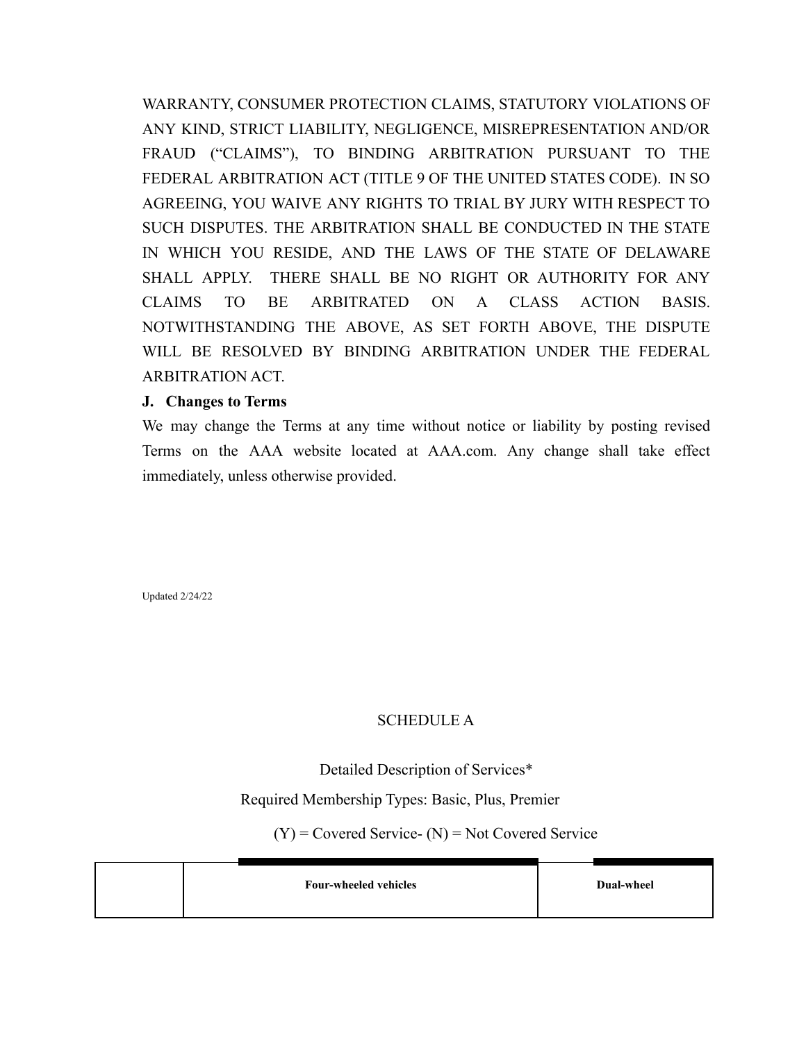WARRANTY, CONSUMER PROTECTION CLAIMS, STATUTORY VIOLATIONS OF ANY KIND, STRICT LIABILITY, NEGLIGENCE, MISREPRESENTATION AND/OR FRAUD ("CLAIMS"), TO BINDING ARBITRATION PURSUANT TO THE FEDERAL ARBITRATION ACT (TITLE 9 OF THE UNITED STATES CODE). IN SO AGREEING, YOU WAIVE ANY RIGHTS TO TRIAL BY JURY WITH RESPECT TO SUCH DISPUTES. THE ARBITRATION SHALL BE CONDUCTED IN THE STATE IN WHICH YOU RESIDE, AND THE LAWS OF THE STATE OF DELAWARE SHALL APPLY. THERE SHALL BE NO RIGHT OR AUTHORITY FOR ANY CLAIMS TO BE ARBITRATED ON A CLASS ACTION BASIS. NOTWITHSTANDING THE ABOVE, AS SET FORTH ABOVE, THE DISPUTE WILL BE RESOLVED BY BINDING ARBITRATION UNDER THE FEDERAL ARBITRATION ACT.

**J. Changes to Terms**

We may change the Terms at any time without notice or liability by posting revised Terms on the AAA website located at AAA.com. Any change shall take effect immediately, unless otherwise provided.

Updated 2/24/22

SCHEDULE A

Detailed Description of Services*

Required Membership Types: Basic, Plus, Premier

(Y) = Covered Service- (N) = Not Covered Service

| | **Four-wheeled vehicles** | **Dual-wheel** |
|---|---|---|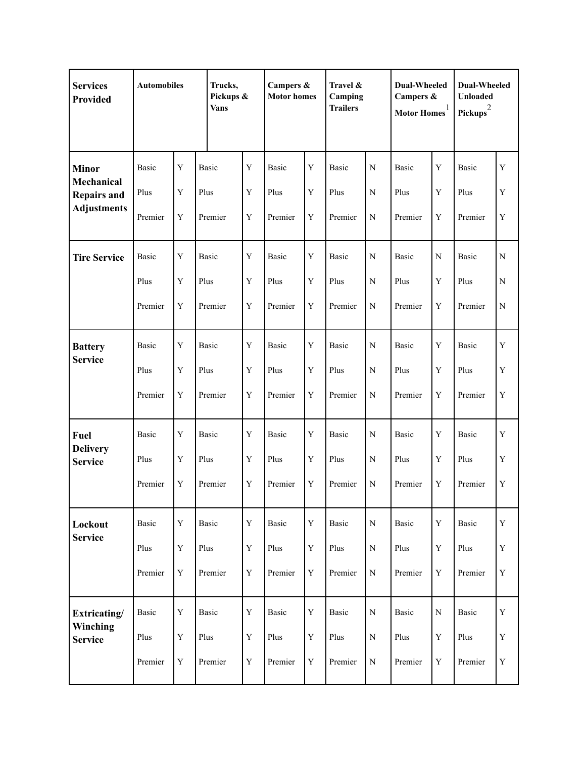| Services Provided | Automobiles | | Trucks, Pickups & Vans | | Campers & Motor homes | | Travel & Camping Trailers | | Dual-Wheeled Campers & Motor Homes[1] | | Dual-Wheeled Unloaded Pickups[2] | |
|---|---|---|---|---|---|---|---|---|---|---|---|---|
| **Minor Mechanical Repairs and Adjustments** | Basic | Y | Basic | Y | Basic | Y | Basic | N | Basic | Y | Basic | Y |
| | Plus | Y | Plus | Y | Plus | Y | Plus | N | Plus | Y | Plus | Y |
| | Premier | Y | Premier | Y | Premier | Y | Premier | N | Premier | Y | Premier | Y |
| **Tire Service** | Basic | Y | Basic | Y | Basic | Y | Basic | N | Basic | N | Basic | N |
| | Plus | Y | Plus | Y | Plus | Y | Plus | N | Plus | Y | Plus | N |
| | Premier | Y | Premier | Y | Premier | Y | Premier | N | Premier | Y | Premier | N |
| **Battery Service** | Basic | Y | Basic | Y | Basic | Y | Basic | N | Basic | Y | Basic | Y |
| | Plus | Y | Plus | Y | Plus | Y | Plus | N | Plus | Y | Plus | Y |
| | Premier | Y | Premier | Y | Premier | Y | Premier | N | Premier | Y | Premier | Y |
| **Fuel Delivery Service** | Basic | Y | Basic | Y | Basic | Y | Basic | N | Basic | Y | Basic | Y |
| | Plus | Y | Plus | Y | Plus | Y | Plus | N | Plus | Y | Plus | Y |
| | Premier | Y | Premier | Y | Premier | Y | Premier | N | Premier | Y | Premier | Y |
| **Lockout Service** | Basic | Y | Basic | Y | Basic | Y | Basic | N | Basic | Y | Basic | Y |
| | Plus | Y | Plus | Y | Plus | Y | Plus | N | Plus | Y | Plus | Y |
| | Premier | Y | Premier | Y | Premier | Y | Premier | N | Premier | Y | Premier | Y |
| **Extricating/ Winching Service** | Basic | Y | Basic | Y | Basic | Y | Basic | N | Basic | N | Basic | Y |
| | Plus | Y | Plus | Y | Plus | Y | Plus | N | Plus | Y | Plus | Y |
| | Premier | Y | Premier | Y | Premier | Y | Premier | N | Premier | Y | Premier | Y |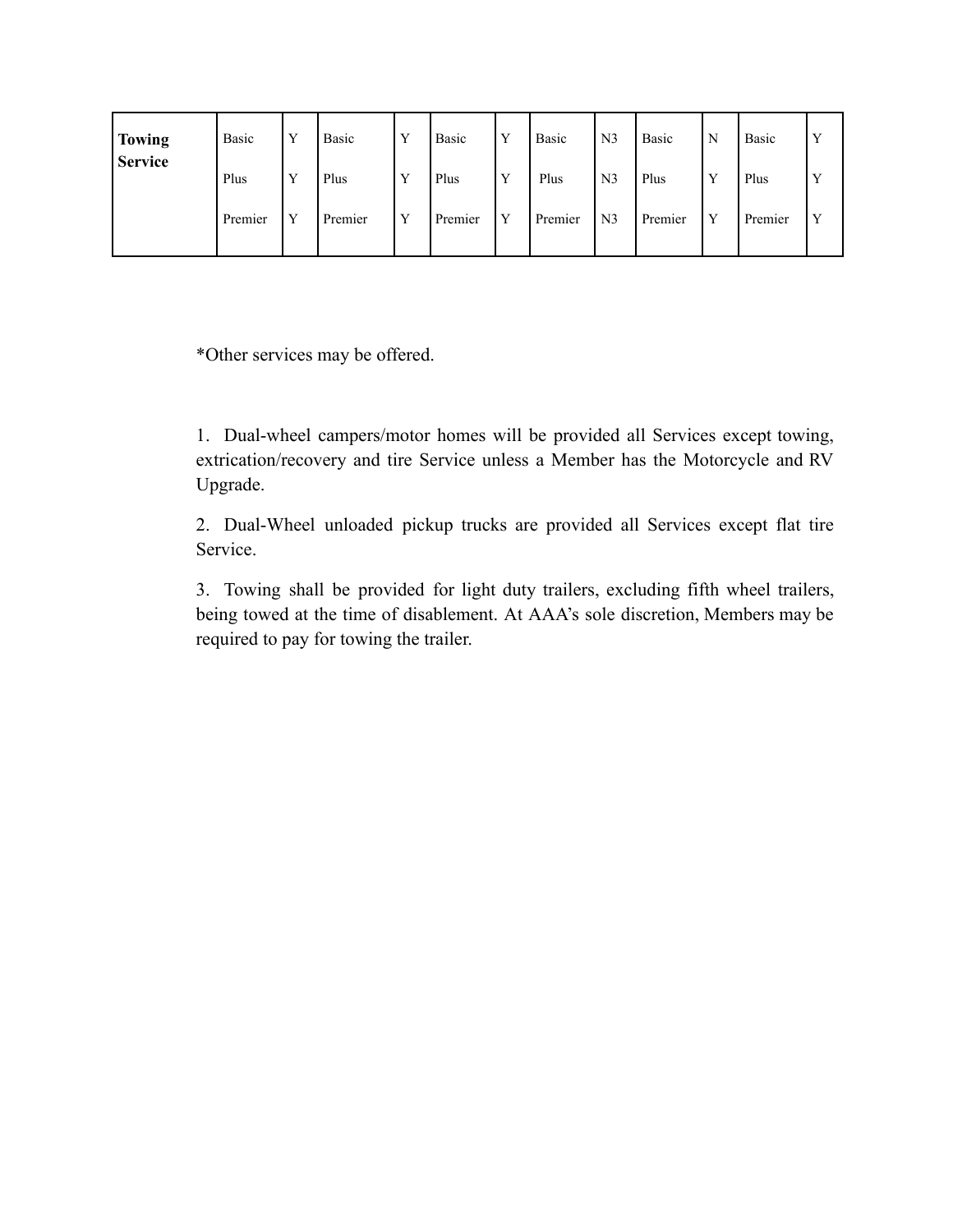| | | | | | | | | | | | | |
|---|---|---|---|---|---|---|---|---|---|---|---|---|
| **Towing Service** | Basic<br><br>Plus<br><br>Premier | Y<br><br>Y<br><br>Y | Basic<br><br>Plus<br><br>Premier | Y<br><br>Y<br><br>Y | Basic<br><br>Plus<br><br>Premier | Y<br><br>Y<br><br>Y | Basic<br><br>Plus<br><br>Premier | N3<br><br>N3<br><br>N3 | Basic<br><br>Plus<br><br>Premier | N<br><br>Y<br><br>Y | Basic<br><br>Plus<br><br>Premier | Y<br><br>Y<br><br>Y |

*Other services may be offered.

1. Dual-wheel campers/motor homes will be provided all Services except towing, extrication/recovery and tire Service unless a Member has the Motorcycle and RV Upgrade.

2. Dual-Wheel unloaded pickup trucks are provided all Services except flat tire Service.

3. Towing shall be provided for light duty trailers, excluding fifth wheel trailers, being towed at the time of disablement. At AAA's sole discretion, Members may be required to pay for towing the trailer.